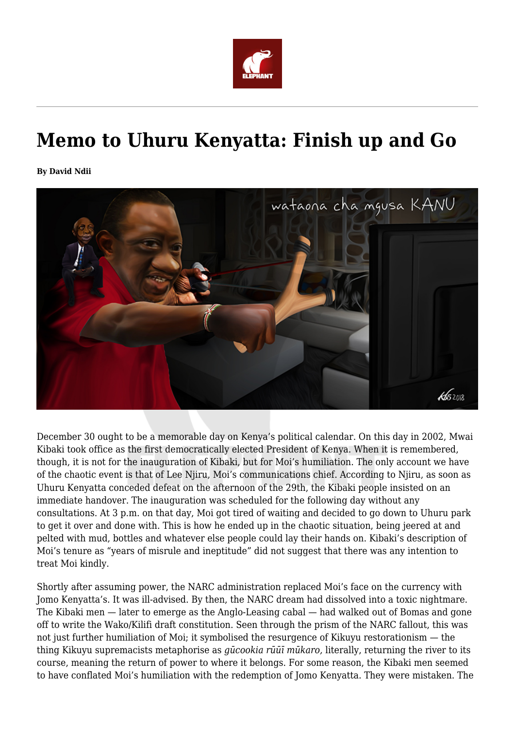# Memo to Uhuru Kenyatta: Finish up and Go

**By David Ndii**

December 30 ought to be a memorable day on Kenya's political calendar. On this day in 2002, Mwai Kibaki took office as the first democratically elected President of Kenya. When it is remembered, though, it is not for the inauguration of Kibaki, but for Moi's humiliation. The only account we have of the chaotic event is that of Lee Njiru, Moi's communications chief. According to Njiru, as soon as Uhuru Kenyatta conceded defeat on the afternoon of the 29th, the Kibaki people insisted on an immediate handover. The inauguration was scheduled for the following day without any consultations. At 3 p.m. on that day, Moi got tired of waiting and decided to go down to Uhuru park to get it over and done with. This is how he ended up in the chaotic situation, being jeered at and pelted with mud, bottles and whatever else people could lay their hands on. Kibaki's description of Moi's tenure as "years of misrule and ineptitude" did not suggest that there was any intention to treat Moi kindly.

Shortly after assuming power, the NARC administration replaced Moi's face on the currency with Jomo Kenyatta's. It was ill-advised. By then, the NARC dream had dissolved into a toxic nightmare. The Kibaki men — later to emerge as the Anglo-Leasing cabal — had walked out of Bomas and gone off to write the Wako/Kilifi draft constitution. Seen through the prism of the NARC fallout, this was not just further humiliation of Moi; it symbolised the resurgence of Kikuyu restorationism — the thing Kikuyu supremacists metaphorise as *gũcookia rũũĩ mũkaro,* literally, returning the river to its course, meaning the return of power to where it belongs. For some reason, the Kibaki men seemed to have conflated Moi's humiliation with the redemption of Jomo Kenyatta. They were mistaken. The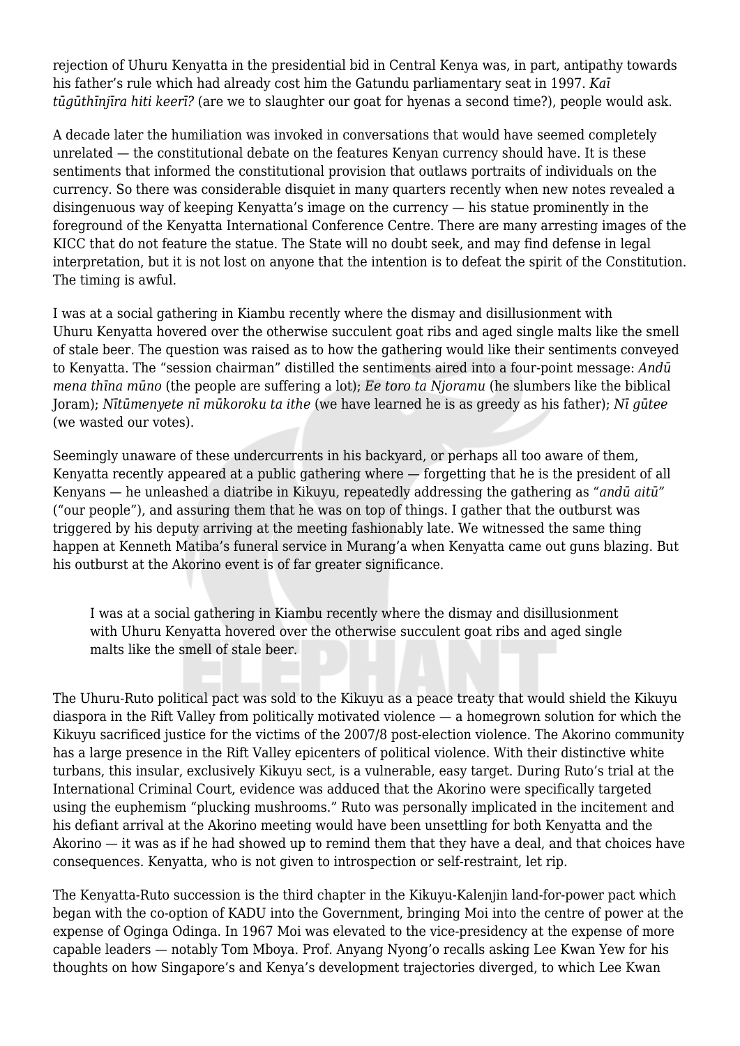rejection of Uhuru Kenyatta in the presidential bid in Central Kenya was, in part, antipathy towards his father's rule which had already cost him the Gatundu parliamentary seat in 1997. *Kaī tūgūthīnjīra hiti keerī?* (are we to slaughter our goat for hyenas a second time?), people would ask.

A decade later the humiliation was invoked in conversations that would have seemed completely unrelated — the constitutional debate on the features Kenyan currency should have. It is these sentiments that informed the constitutional provision that outlaws portraits of individuals on the currency. So there was considerable disquiet in many quarters recently when new notes revealed a disingenuous way of keeping Kenyatta's image on the currency — his statue prominently in the foreground of the Kenyatta International Conference Centre. There are many arresting images of the KICC that do not feature the statue. The State will no doubt seek, and may find defense in legal interpretation, but it is not lost on anyone that the intention is to defeat the spirit of the Constitution. The timing is awful.

I was at a social gathering in Kiambu recently where the dismay and disillusionment with Uhuru Kenyatta hovered over the otherwise succulent goat ribs and aged single malts like the smell of stale beer. The question was raised as to how the gathering would like their sentiments conveyed to Kenyatta. The "session chairman" distilled the sentiments aired into a four-point message: *Andū mena thīna mūno* (the people are suffering a lot); *Ee toro ta Njoramu* (he slumbers like the biblical Joram); *Nītūmenyete nī mūkoroku ta ithe* (we have learned he is as greedy as his father); *Nī gūtee* (we wasted our votes).

Seemingly unaware of these undercurrents in his backyard, or perhaps all too aware of them, Kenyatta recently appeared at a public gathering where — forgetting that he is the president of all Kenyans — he unleashed a diatribe in Kikuyu, repeatedly addressing the gathering as *"andū aitū"* ("our people"), and assuring them that he was on top of things. I gather that the outburst was triggered by his deputy arriving at the meeting fashionably late. We witnessed the same thing happen at Kenneth Matiba's funeral service in Murang'a when Kenyatta came out guns blazing. But his outburst at the Akorino event is of far greater significance.

> I was at a social gathering in Kiambu recently where the dismay and disillusionment with Uhuru Kenyatta hovered over the otherwise succulent goat ribs and aged single malts like the smell of stale beer.

The Uhuru-Ruto political pact was sold to the Kikuyu as a peace treaty that would shield the Kikuyu diaspora in the Rift Valley from politically motivated violence — a homegrown solution for which the Kikuyu sacrificed justice for the victims of the 2007/8 post-election violence. The Akorino community has a large presence in the Rift Valley epicenters of political violence. With their distinctive white turbans, this insular, exclusively Kikuyu sect, is a vulnerable, easy target. During Ruto's trial at the International Criminal Court, evidence was adduced that the Akorino were specifically targeted using the euphemism "plucking mushrooms." Ruto was personally implicated in the incitement and his defiant arrival at the Akorino meeting would have been unsettling for both Kenyatta and the Akorino — it was as if he had showed up to remind them that they have a deal, and that choices have consequences. Kenyatta, who is not given to introspection or self-restraint, let rip.

The Kenyatta-Ruto succession is the third chapter in the Kikuyu-Kalenjin land-for-power pact which began with the co-option of KADU into the Government, bringing Moi into the centre of power at the expense of Oginga Odinga. In 1967 Moi was elevated to the vice-presidency at the expense of more capable leaders — notably Tom Mboya. Prof. Anyang Nyong'o recalls asking Lee Kwan Yew for his thoughts on how Singapore's and Kenya's development trajectories diverged, to which Lee Kwan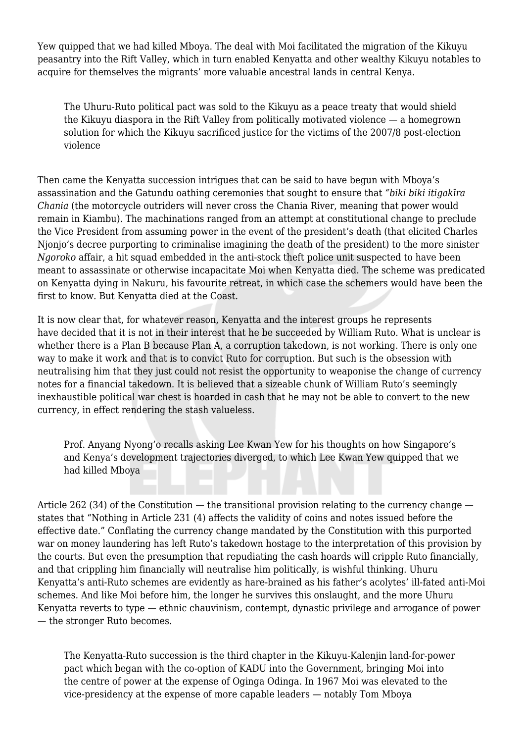Yew quipped that we had killed Mboya. The deal with Moi facilitated the migration of the Kikuyu peasantry into the Rift Valley, which in turn enabled Kenyatta and other wealthy Kikuyu notables to acquire for themselves the migrants' more valuable ancestral lands in central Kenya.

> The Uhuru-Ruto political pact was sold to the Kikuyu as a peace treaty that would shield the Kikuyu diaspora in the Rift Valley from politically motivated violence — a homegrown solution for which the Kikuyu sacrificed justice for the victims of the 2007/8 post-election violence

Then came the Kenyatta succession intrigues that can be said to have begun with Mboya's assassination and the Gatundu oathing ceremonies that sought to ensure that "*biki biki itigakīra Chania* (the motorcycle outriders will never cross the Chania River, meaning that power would remain in Kiambu). The machinations ranged from an attempt at constitutional change to preclude the Vice President from assuming power in the event of the president's death (that elicited Charles Njonjo's decree purporting to criminalise imagining the death of the president) to the more sinister *Ngoroko* affair, a hit squad embedded in the anti-stock theft police unit suspected to have been meant to assassinate or otherwise incapacitate Moi when Kenyatta died. The scheme was predicated on Kenyatta dying in Nakuru, his favourite retreat, in which case the schemers would have been the first to know. But Kenyatta died at the Coast.

It is now clear that, for whatever reason, Kenyatta and the interest groups he represents have decided that it is not in their interest that he be succeeded by William Ruto. What is unclear is whether there is a Plan B because Plan A, a corruption takedown, is not working. There is only one way to make it work and that is to convict Ruto for corruption. But such is the obsession with neutralising him that they just could not resist the opportunity to weaponise the change of currency notes for a financial takedown. It is believed that a sizeable chunk of William Ruto's seemingly inexhaustible political war chest is hoarded in cash that he may not be able to convert to the new currency, in effect rendering the stash valueless.

> Prof. Anyang Nyong'o recalls asking Lee Kwan Yew for his thoughts on how Singapore's and Kenya's development trajectories diverged, to which Lee Kwan Yew quipped that we had killed Mboya

Article 262 (34) of the Constitution — the transitional provision relating to the currency change — states that "Nothing in Article 231 (4) affects the validity of coins and notes issued before the effective date." Conflating the currency change mandated by the Constitution with this purported war on money laundering has left Ruto's takedown hostage to the interpretation of this provision by the courts. But even the presumption that repudiating the cash hoards will cripple Ruto financially, and that crippling him financially will neutralise him politically, is wishful thinking. Uhuru Kenyatta's anti-Ruto schemes are evidently as hare-brained as his father's acolytes' ill-fated anti-Moi schemes. And like Moi before him, the longer he survives this onslaught, and the more Uhuru Kenyatta reverts to type — ethnic chauvinism, contempt, dynastic privilege and arrogance of power — the stronger Ruto becomes.

> The Kenyatta-Ruto succession is the third chapter in the Kikuyu-Kalenjin land-for-power pact which began with the co-option of KADU into the Government, bringing Moi into the centre of power at the expense of Oginga Odinga. In 1967 Moi was elevated to the vice-presidency at the expense of more capable leaders — notably Tom Mboya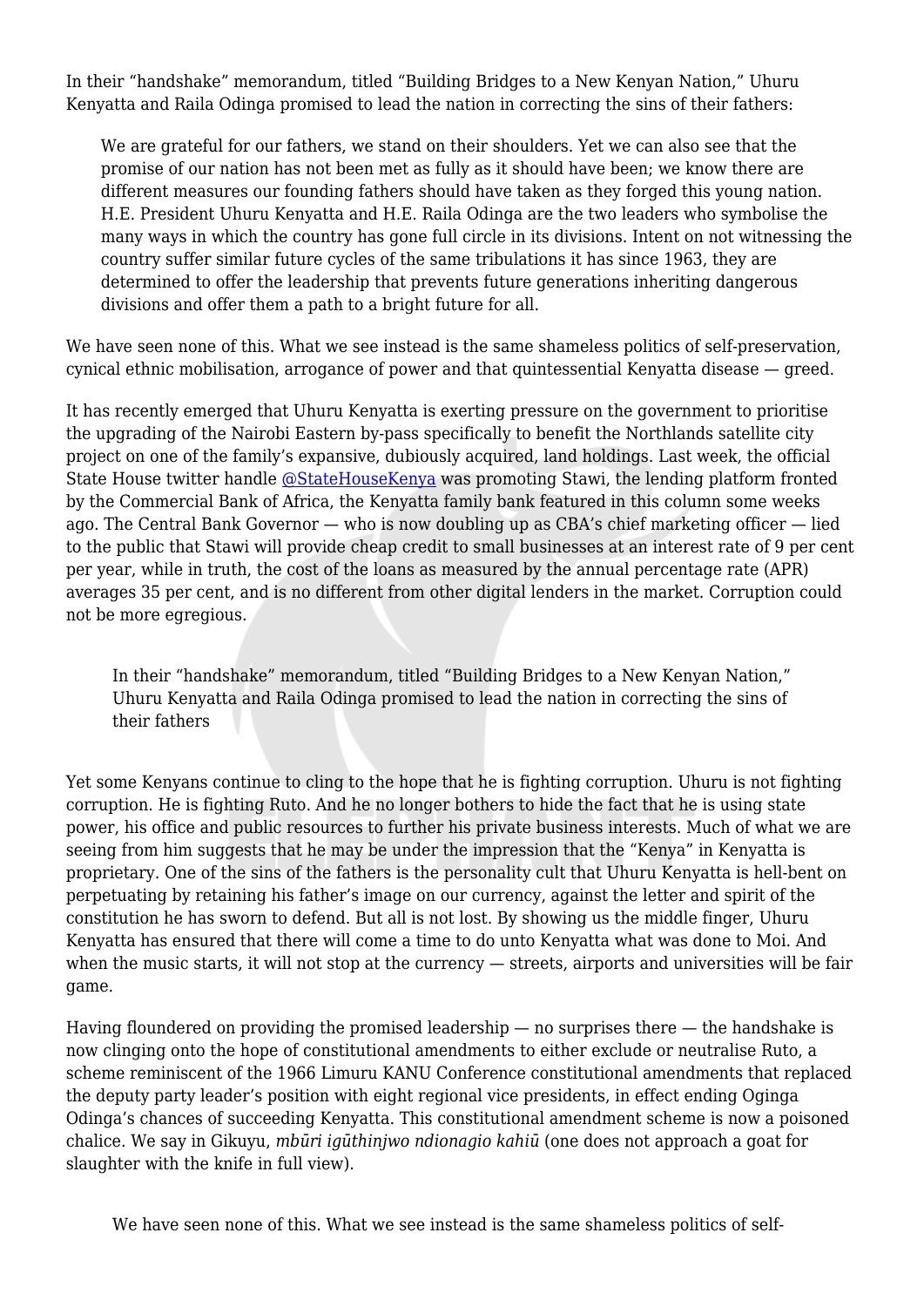In their "handshake" memorandum, titled "Building Bridges to a New Kenyan Nation," Uhuru Kenyatta and Raila Odinga promised to lead the nation in correcting the sins of their fathers:

> We are grateful for our fathers, we stand on their shoulders. Yet we can also see that the promise of our nation has not been met as fully as it should have been; we know there are different measures our founding fathers should have taken as they forged this young nation. H.E. President Uhuru Kenyatta and H.E. Raila Odinga are the two leaders who symbolise the many ways in which the country has gone full circle in its divisions. Intent on not witnessing the country suffer similar future cycles of the same tribulations it has since 1963, they are determined to offer the leadership that prevents future generations inheriting dangerous divisions and offer them a path to a bright future for all.

We have seen none of this. What we see instead is the same shameless politics of self-preservation, cynical ethnic mobilisation, arrogance of power and that quintessential Kenyatta disease — greed.

It has recently emerged that Uhuru Kenyatta is exerting pressure on the government to prioritise the upgrading of the Nairobi Eastern by-pass specifically to benefit the Northlands satellite city project on one of the family's expansive, dubiously acquired, land holdings. Last week, the official State House twitter handle [@StateHouseKenya](https://twitter.com/StateHouseKenya) was promoting Stawi, the lending platform fronted by the Commercial Bank of Africa, the Kenyatta family bank featured in this column some weeks ago. The Central Bank Governor — who is now doubling up as CBA's chief marketing officer — lied to the public that Stawi will provide cheap credit to small businesses at an interest rate of 9 per cent per year, while in truth, the cost of the loans as measured by the annual percentage rate (APR) averages 35 per cent, and is no different from other digital lenders in the market. Corruption could not be more egregious.

> In their "handshake" memorandum, titled "Building Bridges to a New Kenyan Nation," Uhuru Kenyatta and Raila Odinga promised to lead the nation in correcting the sins of their fathers

Yet some Kenyans continue to cling to the hope that he is fighting corruption. Uhuru is not fighting corruption. He is fighting Ruto. And he no longer bothers to hide the fact that he is using state power, his office and public resources to further his private business interests. Much of what we are seeing from him suggests that he may be under the impression that the "Kenya" in Kenyatta is proprietary. One of the sins of the fathers is the personality cult that Uhuru Kenyatta is hell-bent on perpetuating by retaining his father's image on our currency, against the letter and spirit of the constitution he has sworn to defend. But all is not lost. By showing us the middle finger, Uhuru Kenyatta has ensured that there will come a time to do unto Kenyatta what was done to Moi. And when the music starts, it will not stop at the currency — streets, airports and universities will be fair game.

Having floundered on providing the promised leadership — no surprises there — the handshake is now clinging onto the hope of constitutional amendments to either exclude or neutralise Ruto, a scheme reminiscent of the 1966 Limuru KANU Conference constitutional amendments that replaced the deputy party leader's position with eight regional vice presidents, in effect ending Oginga Odinga's chances of succeeding Kenyatta. This constitutional amendment scheme is now a poisoned chalice. We say in Gikuyu, *mbũri igũthinjwo ndionagio kahiũ* (one does not approach a goat for slaughter with the knife in full view).

> We have seen none of this. What we see instead is the same shameless politics of self-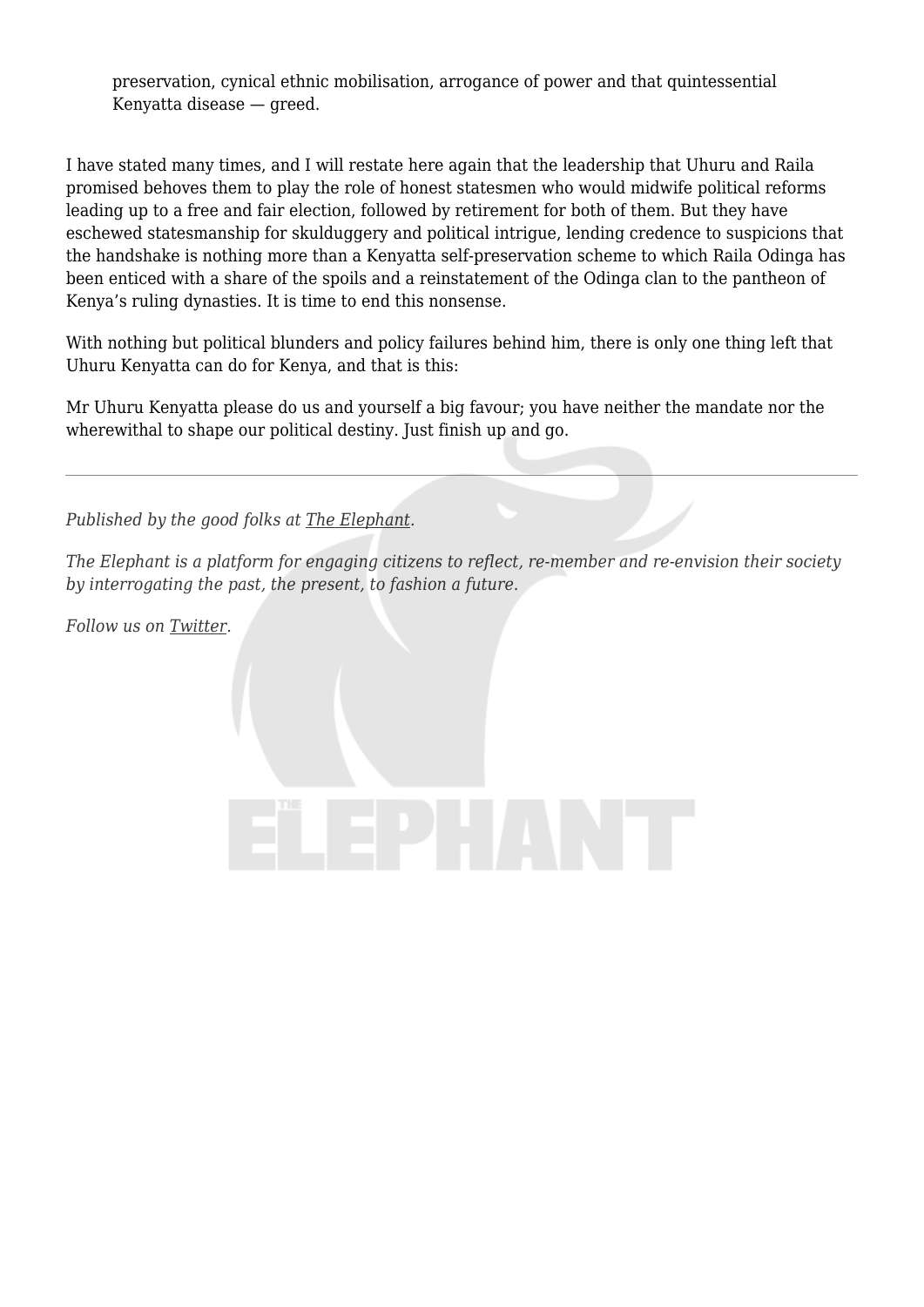> preservation, cynical ethnic mobilisation, arrogance of power and that quintessential Kenyatta disease — greed.

I have stated many times, and I will restate here again that the leadership that Uhuru and Raila promised behoves them to play the role of honest statesmen who would midwife political reforms leading up to a free and fair election, followed by retirement for both of them. But they have eschewed statesmanship for skulduggery and political intrigue, lending credence to suspicions that the handshake is nothing more than a Kenyatta self-preservation scheme to which Raila Odinga has been enticed with a share of the spoils and a reinstatement of the Odinga clan to the pantheon of Kenya's ruling dynasties. It is time to end this nonsense.

With nothing but political blunders and policy failures behind him, there is only one thing left that Uhuru Kenyatta can do for Kenya, and that is this:

Mr Uhuru Kenyatta please do us and yourself a big favour; you have neither the mandate nor the wherewithal to shape our political destiny. Just finish up and go.

---

*Published by the good folks at The Elephant.*

*The Elephant is a platform for engaging citizens to reflect, re-member and re-envision their society by interrogating the past, the present, to fashion a future.*

*Follow us on Twitter.*